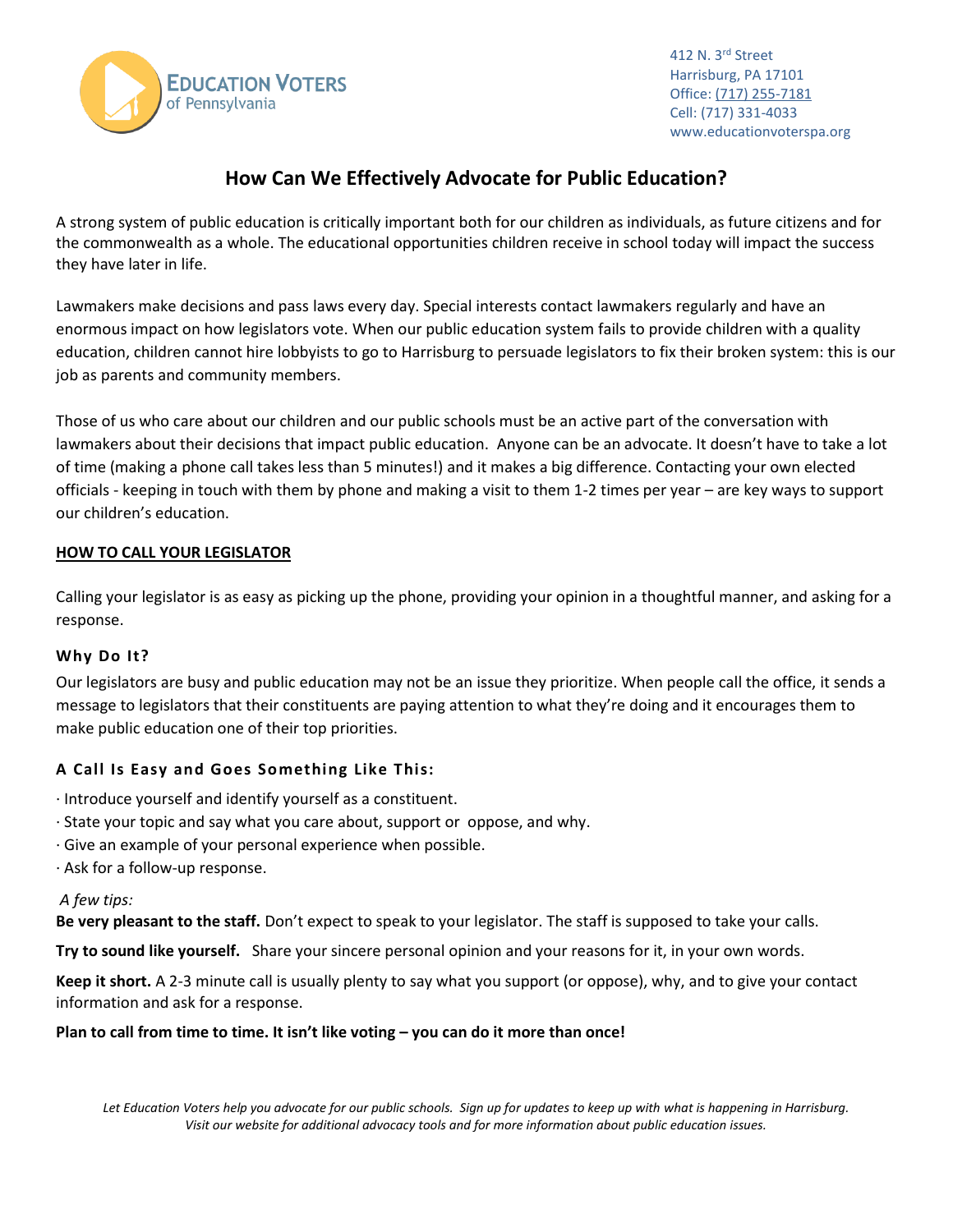**Education Voters of Pennsylvania**

412 N. 3rd Street
Harrisburg, PA 17101
Office: (717) 255-7181
Cell: (717) 331-4033
www.educationvoterspa.org

# How Can We Effectively Advocate for Public Education?

A strong system of public education is critically important both for our children as individuals, as future citizens and for the commonwealth as a whole. The educational opportunities children receive in school today will impact the success they have later in life.

Lawmakers make decisions and pass laws every day. Special interests contact lawmakers regularly and have an enormous impact on how legislators vote. When our public education system fails to provide children with a quality education, children cannot hire lobbyists to go to Harrisburg to persuade legislators to fix their broken system: this is our job as parents and community members.

Those of us who care about our children and our public schools must be an active part of the conversation with lawmakers about their decisions that impact public education. Anyone can be an advocate. It doesn't have to take a lot of time (making a phone call takes less than 5 minutes!) and it makes a big difference. Contacting your own elected officials - keeping in touch with them by phone and making a visit to them 1-2 times per year – are key ways to support our children's education.

## HOW TO CALL YOUR LEGISLATOR

Calling your legislator is as easy as picking up the phone, providing your opinion in a thoughtful manner, and asking for a response.

### Why Do It?

Our legislators are busy and public education may not be an issue they prioritize. When people call the office, it sends a message to legislators that their constituents are paying attention to what they're doing and it encourages them to make public education one of their top priorities.

### A Call Is Easy and Goes Something Like This:

- Introduce yourself and identify yourself as a constituent.
- State your topic and say what you care about, support or oppose, and why.
- Give an example of your personal experience when possible.
- Ask for a follow-up response.

*A few tips:*

**Be very pleasant to the staff.** Don't expect to speak to your legislator. The staff is supposed to take your calls.

**Try to sound like yourself.** Share your sincere personal opinion and your reasons for it, in your own words.

**Keep it short.** A 2-3 minute call is usually plenty to say what you support (or oppose), why, and to give your contact information and ask for a response.

**Plan to call from time to time. It isn't like voting – you can do it more than once!**

*Let Education Voters help you advocate for our public schools. Sign up for updates to keep up with what is happening in Harrisburg. Visit our website for additional advocacy tools and for more information about public education issues.*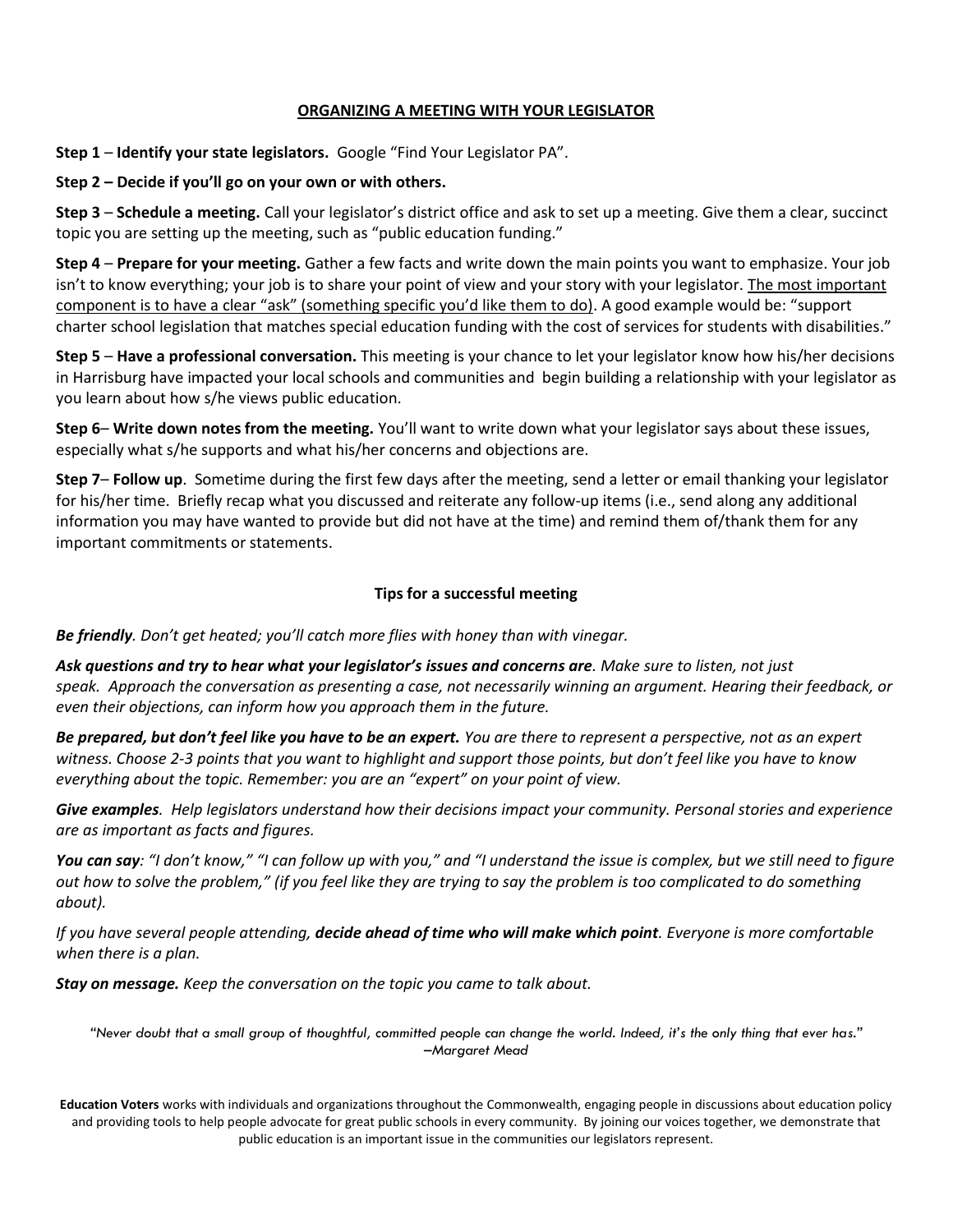## ORGANIZING A MEETING WITH YOUR LEGISLATOR

**Step 1** – **Identify your state legislators.** Google "Find Your Legislator PA".

**Step 2 – Decide if you'll go on your own or with others.**

**Step 3** – **Schedule a meeting.** Call your legislator's district office and ask to set up a meeting. Give them a clear, succinct topic you are setting up the meeting, such as "public education funding."

**Step 4** – **Prepare for your meeting.** Gather a few facts and write down the main points you want to emphasize. Your job isn't to know everything; your job is to share your point of view and your story with your legislator. The most important component is to have a clear "ask" (something specific you'd like them to do). A good example would be: "support charter school legislation that matches special education funding with the cost of services for students with disabilities."

**Step 5** – **Have a professional conversation.** This meeting is your chance to let your legislator know how his/her decisions in Harrisburg have impacted your local schools and communities and begin building a relationship with your legislator as you learn about how s/he views public education.

**Step 6**– **Write down notes from the meeting.** You'll want to write down what your legislator says about these issues, especially what s/he supports and what his/her concerns and objections are.

**Step 7**– **Follow up**. Sometime during the first few days after the meeting, send a letter or email thanking your legislator for his/her time. Briefly recap what you discussed and reiterate any follow-up items (i.e., send along any additional information you may have wanted to provide but did not have at the time) and remind them of/thank them for any important commitments or statements.

### Tips for a successful meeting

***Be friendly****. Don't get heated; you'll catch more flies with honey than with vinegar.*

***Ask questions and try to hear what your legislator's issues and concerns are****. Make sure to listen, not just speak. Approach the conversation as presenting a case, not necessarily winning an argument. Hearing their feedback, or even their objections, can inform how you approach them in the future.*

***Be prepared, but don't feel like you have to be an expert.*** *You are there to represent a perspective, not as an expert witness. Choose 2-3 points that you want to highlight and support those points, but don't feel like you have to know everything about the topic. Remember: you are an "expert" on your point of view.*

***Give examples****. Help legislators understand how their decisions impact your community. Personal stories and experience are as important as facts and figures.*

***You can say****: "I don't know," "I can follow up with you," and "I understand the issue is complex, but we still need to figure out how to solve the problem," (if you feel like they are trying to say the problem is too complicated to do something about).*

*If you have several people attending,* ***decide ahead of time who will make which point****. Everyone is more comfortable when there is a plan.*

***Stay on message.*** *Keep the conversation on the topic you came to talk about.*

*"Never doubt that a small group of thoughtful, committed people can change the world. Indeed, it's the only thing that ever has."*
*–Margaret Mead*

**Education Voters** works with individuals and organizations throughout the Commonwealth, engaging people in discussions about education policy and providing tools to help people advocate for great public schools in every community. By joining our voices together, we demonstrate that public education is an important issue in the communities our legislators represent.